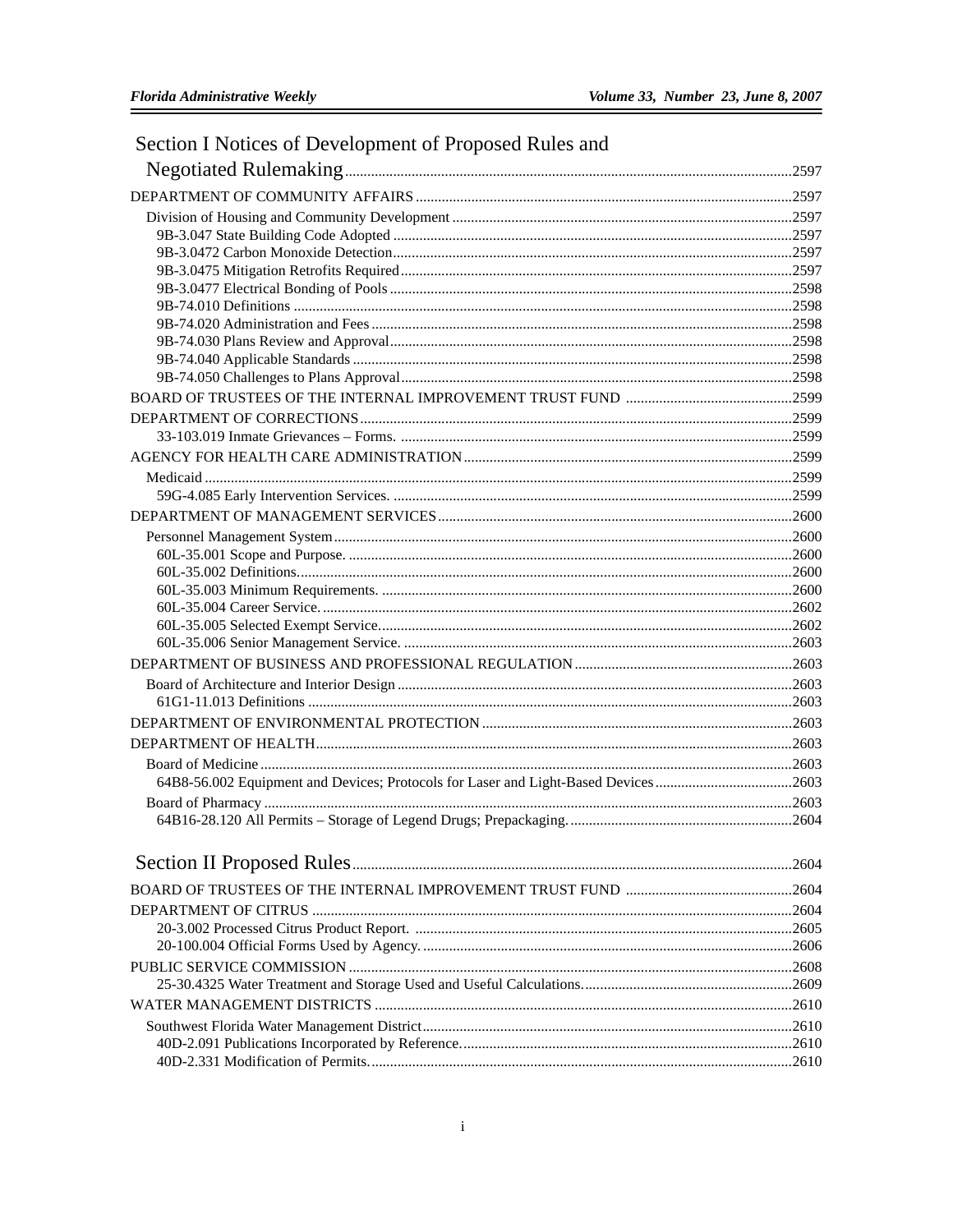# Section I Notices of Development of Proposed Rules and Negotiated Rulemaking ....... 2597

DEPARTMENT OF COMMUNITY AFFAIRS ....... 2597

- Division of Housing and Community Development ....... 2597
  - 9B-3.047 State Building Code Adopted ....... 2597
  - 9B-3.0472 Carbon Monoxide Detection ....... 2597
  - 9B-3.0475 Mitigation Retrofits Required ....... 2597
  - 9B-3.0477 Electrical Bonding of Pools ....... 2598
  - 9B-74.010 Definitions ....... 2598
  - 9B-74.020 Administration and Fees ....... 2598
  - 9B-74.030 Plans Review and Approval ....... 2598
  - 9B-74.040 Applicable Standards ....... 2598
  - 9B-74.050 Challenges to Plans Approval ....... 2598

BOARD OF TRUSTEES OF THE INTERNAL IMPROVEMENT TRUST FUND ....... 2599

DEPARTMENT OF CORRECTIONS ....... 2599

- 33-103.019 Inmate Grievances – Forms. ....... 2599

AGENCY FOR HEALTH CARE ADMINISTRATION ....... 2599

- Medicaid ....... 2599
  - 59G-4.085 Early Intervention Services. ....... 2599

DEPARTMENT OF MANAGEMENT SERVICES ....... 2600

- Personnel Management System ....... 2600
  - 60L-35.001 Scope and Purpose. ....... 2600
  - 60L-35.002 Definitions. ....... 2600
  - 60L-35.003 Minimum Requirements. ....... 2600
  - 60L-35.004 Career Service. ....... 2602
  - 60L-35.005 Selected Exempt Service. ....... 2602
  - 60L-35.006 Senior Management Service. ....... 2603

DEPARTMENT OF BUSINESS AND PROFESSIONAL REGULATION ....... 2603

- Board of Architecture and Interior Design ....... 2603
  - 61G1-11.013 Definitions ....... 2603

DEPARTMENT OF ENVIRONMENTAL PROTECTION ....... 2603

DEPARTMENT OF HEALTH ....... 2603

- Board of Medicine ....... 2603
  - 64B8-56.002 Equipment and Devices; Protocols for Laser and Light-Based Devices ....... 2603
- Board of Pharmacy ....... 2603
  - 64B16-28.120 All Permits – Storage of Legend Drugs; Prepackaging. ....... 2604

# Section II Proposed Rules ....... 2604

BOARD OF TRUSTEES OF THE INTERNAL IMPROVEMENT TRUST FUND ....... 2604

DEPARTMENT OF CITRUS ....... 2604

- 20-3.002 Processed Citrus Product Report. ....... 2605
- 20-100.004 Official Forms Used by Agency. ....... 2606

PUBLIC SERVICE COMMISSION ....... 2608

- 25-30.4325 Water Treatment and Storage Used and Useful Calculations. ....... 2609

WATER MANAGEMENT DISTRICTS ....... 2610

- Southwest Florida Water Management District ....... 2610
  - 40D-2.091 Publications Incorporated by Reference. ....... 2610
  - 40D-2.331 Modification of Permits. ....... 2610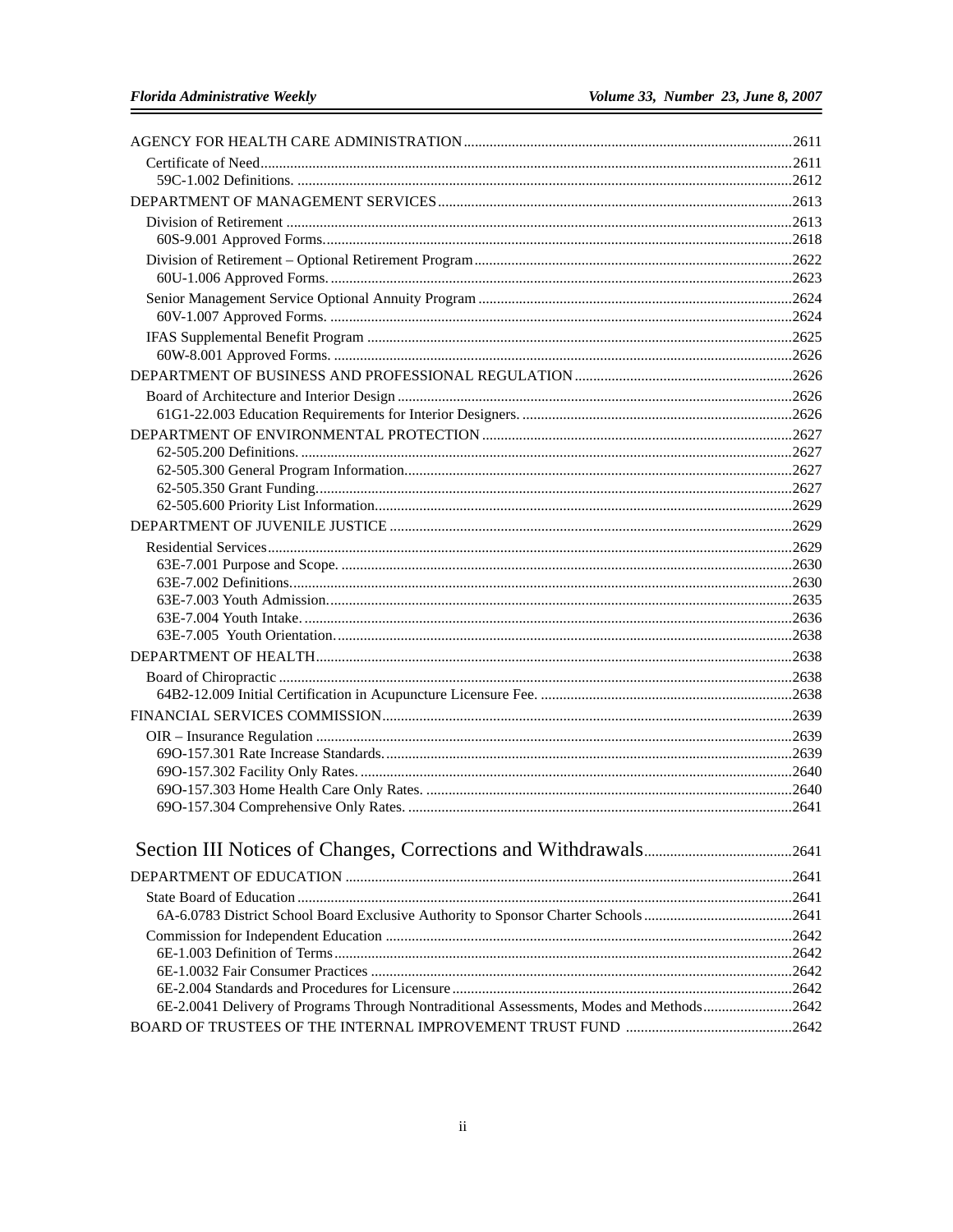AGENCY FOR HEALTH CARE ADMINISTRATION ........................................................................................2611

Certificate of Need..................................................................................................................................2611

59C-1.002 Definitions. ..........................................................................................................................2612

DEPARTMENT OF MANAGEMENT SERVICES ...............................................................................................2613

Division of Retirement ............................................................................................................................2613

60S-9.001 Approved Forms.................................................................................................................2618

Division of Retirement – Optional Retirement Program.....................................................................................2622

60U-1.006 Approved Forms. ..............................................................................................................2623

Senior Management Service Optional Annuity Program ....................................................................................2624

60V-1.007 Approved Forms. ..............................................................................................................2624

IFAS Supplemental Benefit Program ..........................................................................................................2625

60W-8.001 Approved Forms. .............................................................................................................2626

DEPARTMENT OF BUSINESS AND PROFESSIONAL REGULATION ..........................................................2626

Board of Architecture and Interior Design ..................................................................................................2626

61G1-22.003 Education Requirements for Interior Designers. ........................................................................2626

DEPARTMENT OF ENVIRONMENTAL PROTECTION ..................................................................................2627

62-505.200 Definitions. ......................................................................................................................2627

62-505.300 General Program Information.......................................................................................................2627

62-505.350 Grant Funding.....................................................................................................................2627

62-505.600 Priority List Information...............................................................................................................2629

DEPARTMENT OF JUVENILE JUSTICE ...........................................................................................................2629

Residential Services.................................................................................................................................2629

63E-7.001 Purpose and Scope. ............................................................................................................2630

63E-7.002 Definitions........................................................................................................................2630

63E-7.003 Youth Admission.................................................................................................................2635

63E-7.004 Youth Intake. ...................................................................................................................2636

63E-7.005 Youth Orientation. ..............................................................................................................2638

DEPARTMENT OF HEALTH...............................................................................................................................2638

Board of Chiropractic ...............................................................................................................................2638

64B2-12.009 Initial Certification in Acupuncture Licensure Fee. ....................................................................2638

FINANCIAL SERVICES COMMISSION.............................................................................................................2639

OIR – Insurance Regulation .......................................................................................................................2639

69O-157.301 Rate Increase Standards. ..................................................................................................2639

69O-157.302 Facility Only Rates. ..........................................................................................................2640

69O-157.303 Home Health Care Only Rates. ..........................................................................................2640

69O-157.304 Comprehensive Only Rates. ..............................................................................................2641

## Section III Notices of Changes, Corrections and Withdrawals.......................................2641

DEPARTMENT OF EDUCATION .......................................................................................................................2641

State Board of Education ............................................................................................................................2641

6A-6.0783 District School Board Exclusive Authority to Sponsor Charter Schools ........................................2641

Commission for Independent Education .......................................................................................................2642

6E-1.003 Definition of Terms..................................................................................................................2642

6E-1.0032 Fair Consumer Practices .........................................................................................................2642

6E-2.004 Standards and Procedures for Licensure .....................................................................................2642

6E-2.0041 Delivery of Programs Through Nontraditional Assessments, Modes and Methods........................2642

BOARD OF TRUSTEES OF THE INTERNAL IMPROVEMENT TRUST FUND ............................................2642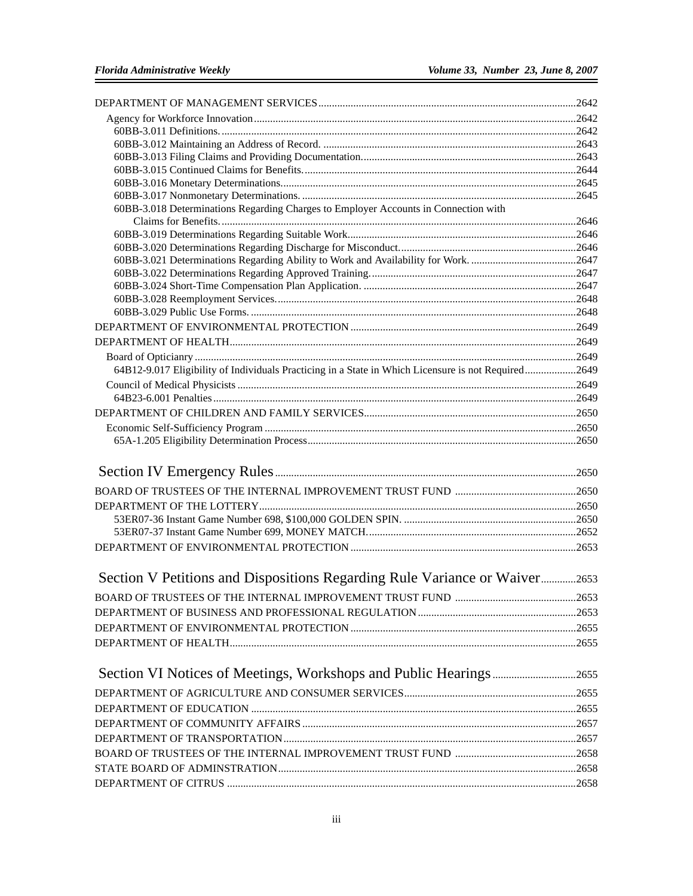DEPARTMENT OF MANAGEMENT SERVICES ....2642

Agency for Workforce Innovation ....2642

60BB-3.011 Definitions. ....2642

60BB-3.012 Maintaining an Address of Record. ....2643

60BB-3.013 Filing Claims and Providing Documentation. ....2643

60BB-3.015 Continued Claims for Benefits. ....2644

60BB-3.016 Monetary Determinations. ....2645

60BB-3.017 Nonmonetary Determinations. ....2645

60BB-3.018 Determinations Regarding Charges to Employer Accounts in Connection with Claims for Benefits. ....2646

60BB-3.019 Determinations Regarding Suitable Work. ....2646

60BB-3.020 Determinations Regarding Discharge for Misconduct. ....2646

60BB-3.021 Determinations Regarding Ability to Work and Availability for Work. ....2647

60BB-3.022 Determinations Regarding Approved Training. ....2647

60BB-3.024 Short-Time Compensation Plan Application. ....2647

60BB-3.028 Reemployment Services. ....2648

60BB-3.029 Public Use Forms. ....2648

DEPARTMENT OF ENVIRONMENTAL PROTECTION ....2649

DEPARTMENT OF HEALTH ....2649

Board of Opticianry ....2649

64B12-9.017 Eligibility of Individuals Practicing in a State in Which Licensure is not Required ....2649

Council of Medical Physicists ....2649

64B23-6.001 Penalties ....2649

DEPARTMENT OF CHILDREN AND FAMILY SERVICES ....2650

Economic Self-Sufficiency Program ....2650

65A-1.205 Eligibility Determination Process ....2650

## Section IV Emergency Rules ....2650

BOARD OF TRUSTEES OF THE INTERNAL IMPROVEMENT TRUST FUND ....2650

DEPARTMENT OF THE LOTTERY ....2650

53ER07-36 Instant Game Number 698, $100,000 GOLDEN SPIN. ....2650

53ER07-37 Instant Game Number 699, MONEY MATCH. ....2652

DEPARTMENT OF ENVIRONMENTAL PROTECTION ....2653

## Section V Petitions and Dispositions Regarding Rule Variance or Waiver ....2653

BOARD OF TRUSTEES OF THE INTERNAL IMPROVEMENT TRUST FUND ....2653

DEPARTMENT OF BUSINESS AND PROFESSIONAL REGULATION ....2653

DEPARTMENT OF ENVIRONMENTAL PROTECTION ....2655

DEPARTMENT OF HEALTH ....2655

## Section VI Notices of Meetings, Workshops and Public Hearings ....2655

DEPARTMENT OF AGRICULTURE AND CONSUMER SERVICES ....2655

DEPARTMENT OF EDUCATION ....2655

DEPARTMENT OF COMMUNITY AFFAIRS ....2657

DEPARTMENT OF TRANSPORTATION ....2657

BOARD OF TRUSTEES OF THE INTERNAL IMPROVEMENT TRUST FUND ....2658

STATE BOARD OF ADMINSTRATION ....2658

DEPARTMENT OF CITRUS ....2658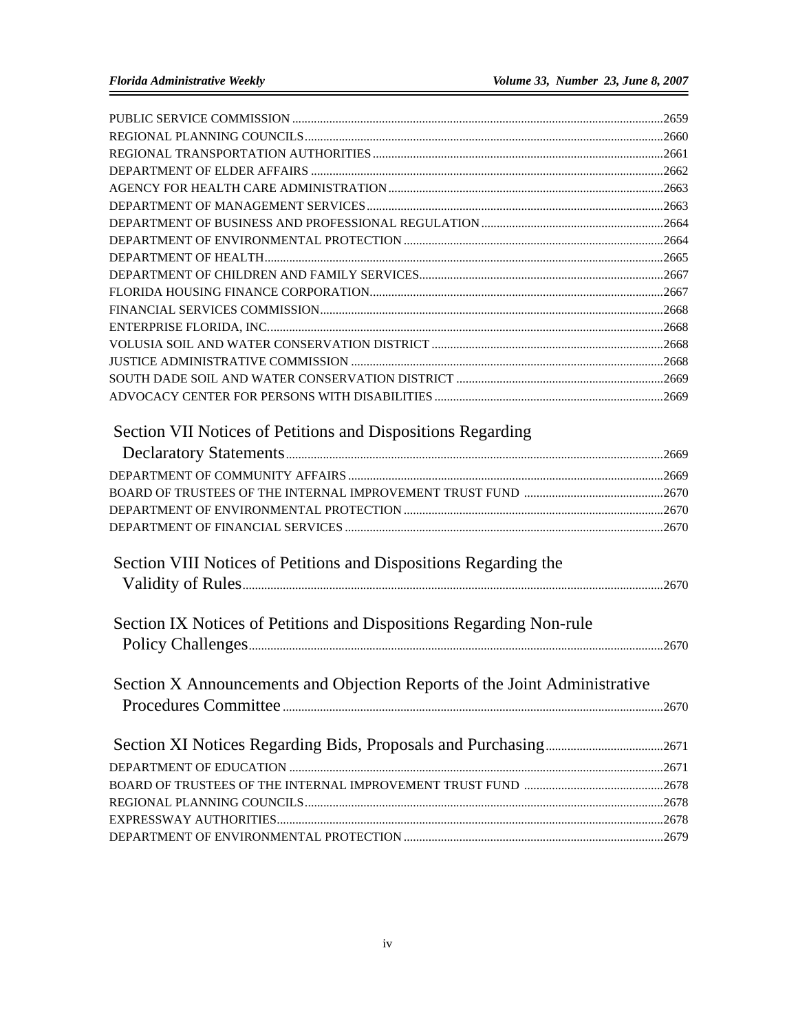PUBLIC SERVICE COMMISSION ....................2659
REGIONAL PLANNING COUNCILS ....................2660
REGIONAL TRANSPORTATION AUTHORITIES ....................2661
DEPARTMENT OF ELDER AFFAIRS ....................2662
AGENCY FOR HEALTH CARE ADMINISTRATION ....................2663
DEPARTMENT OF MANAGEMENT SERVICES ....................2663
DEPARTMENT OF BUSINESS AND PROFESSIONAL REGULATION ....................2664
DEPARTMENT OF ENVIRONMENTAL PROTECTION ....................2664
DEPARTMENT OF HEALTH ....................2665
DEPARTMENT OF CHILDREN AND FAMILY SERVICES ....................2667
FLORIDA HOUSING FINANCE CORPORATION ....................2667
FINANCIAL SERVICES COMMISSION ....................2668
ENTERPRISE FLORIDA, INC. ....................2668
VOLUSIA SOIL AND WATER CONSERVATION DISTRICT ....................2668
JUSTICE ADMINISTRATIVE COMMISSION ....................2668
SOUTH DADE SOIL AND WATER CONSERVATION DISTRICT ....................2669
ADVOCACY CENTER FOR PERSONS WITH DISABILITIES ....................2669

## Section VII Notices of Petitions and Dispositions Regarding Declaratory Statements ....................2669

DEPARTMENT OF COMMUNITY AFFAIRS ....................2669
BOARD OF TRUSTEES OF THE INTERNAL IMPROVEMENT TRUST FUND ....................2670
DEPARTMENT OF ENVIRONMENTAL PROTECTION ....................2670
DEPARTMENT OF FINANCIAL SERVICES ....................2670

## Section VIII Notices of Petitions and Dispositions Regarding the Validity of Rules ....................2670

## Section IX Notices of Petitions and Dispositions Regarding Non-rule Policy Challenges ....................2670

## Section X Announcements and Objection Reports of the Joint Administrative Procedures Committee ....................2670

## Section XI Notices Regarding Bids, Proposals and Purchasing ....................2671

DEPARTMENT OF EDUCATION ....................2671
BOARD OF TRUSTEES OF THE INTERNAL IMPROVEMENT TRUST FUND ....................2678
REGIONAL PLANNING COUNCILS ....................2678
EXPRESSWAY AUTHORITIES ....................2678
DEPARTMENT OF ENVIRONMENTAL PROTECTION ....................2679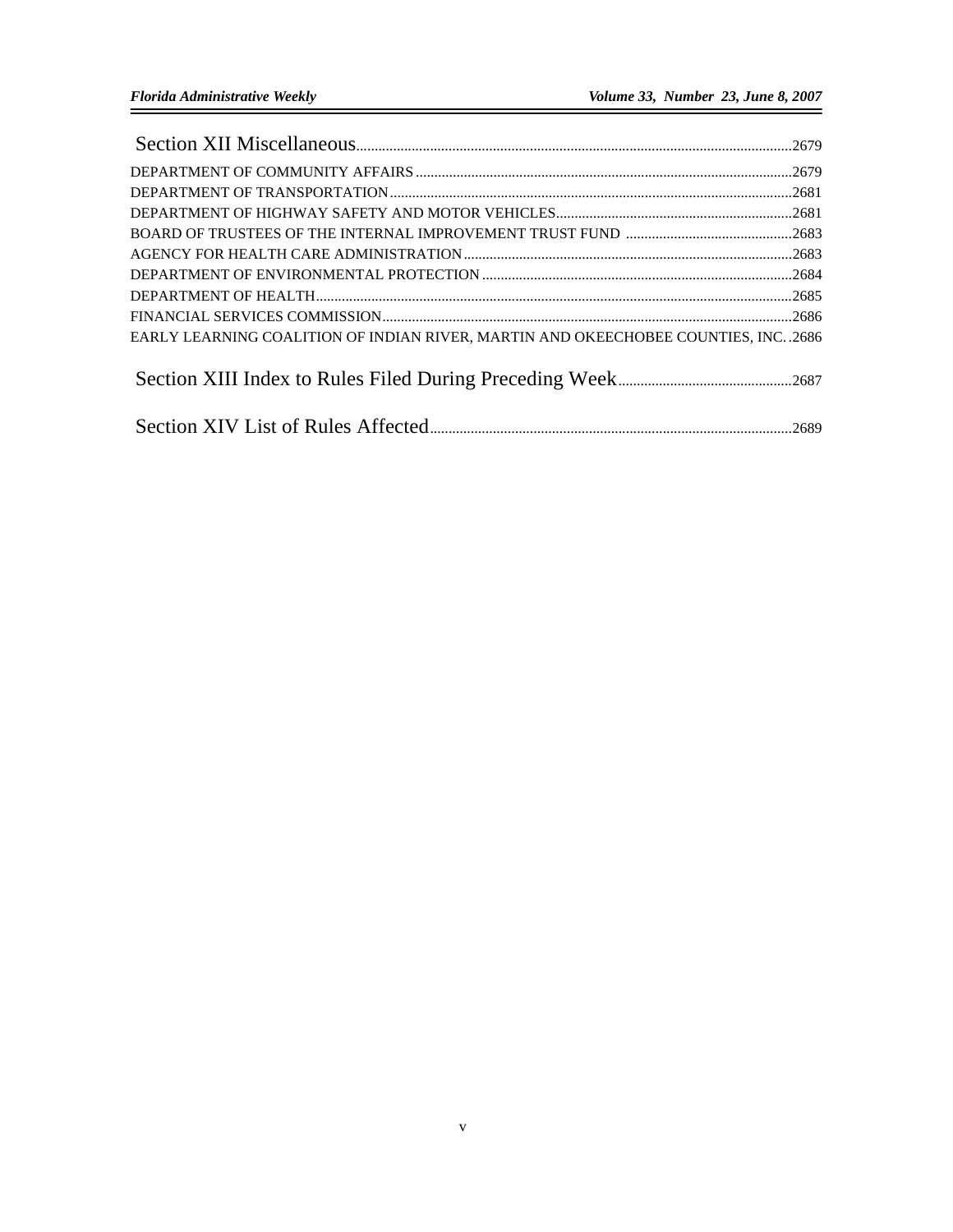## Section XII Miscellaneous ..... 2679

DEPARTMENT OF COMMUNITY AFFAIRS ..... 2679

DEPARTMENT OF TRANSPORTATION ..... 2681

DEPARTMENT OF HIGHWAY SAFETY AND MOTOR VEHICLES ..... 2681

BOARD OF TRUSTEES OF THE INTERNAL IMPROVEMENT TRUST FUND ..... 2683

AGENCY FOR HEALTH CARE ADMINISTRATION ..... 2683

DEPARTMENT OF ENVIRONMENTAL PROTECTION ..... 2684

DEPARTMENT OF HEALTH ..... 2685

FINANCIAL SERVICES COMMISSION ..... 2686

EARLY LEARNING COALITION OF INDIAN RIVER, MARTIN AND OKEECHOBEE COUNTIES, INC. ..... 2686

## Section XIII Index to Rules Filed During Preceding Week ..... 2687

## Section XIV List of Rules Affected ..... 2689